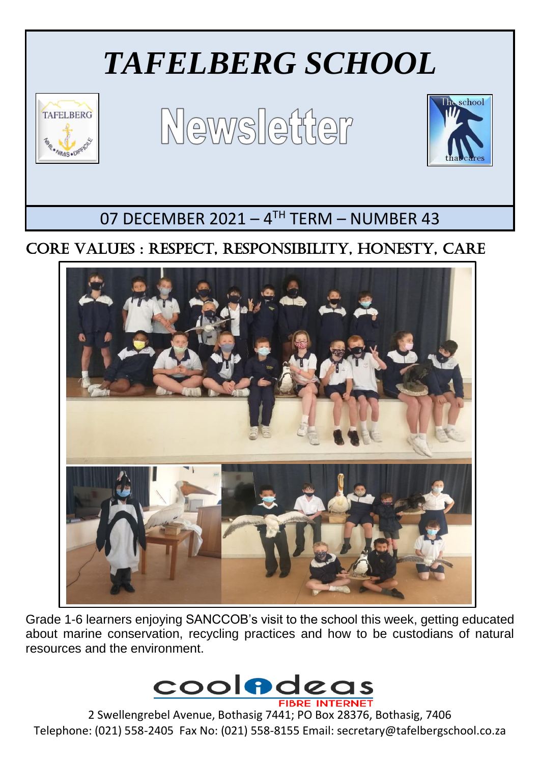# *TAFELBERG SCHOOL*

# Newsletter

07 DECEMBER 2021 – 4TH TERM – NUMBER 43

## CORE VALUES : RESPECT, RESPONSIBILITY, HONESTY, CARE

Grade 1-6 learners enjoying SANCCOB's visit to the school this week, getting educated about marine conservation, recycling practices and how to be custodians of natural resources and the environment.

cool ideas FIBRE INTERNET

2 Swellengrebel Avenue, Bothasig 7441; PO Box 28376, Bothasig, 7406
Telephone: (021) 558-2405 Fax No: (021) 558-8155 Email: secretary@tafelbergschool.co.za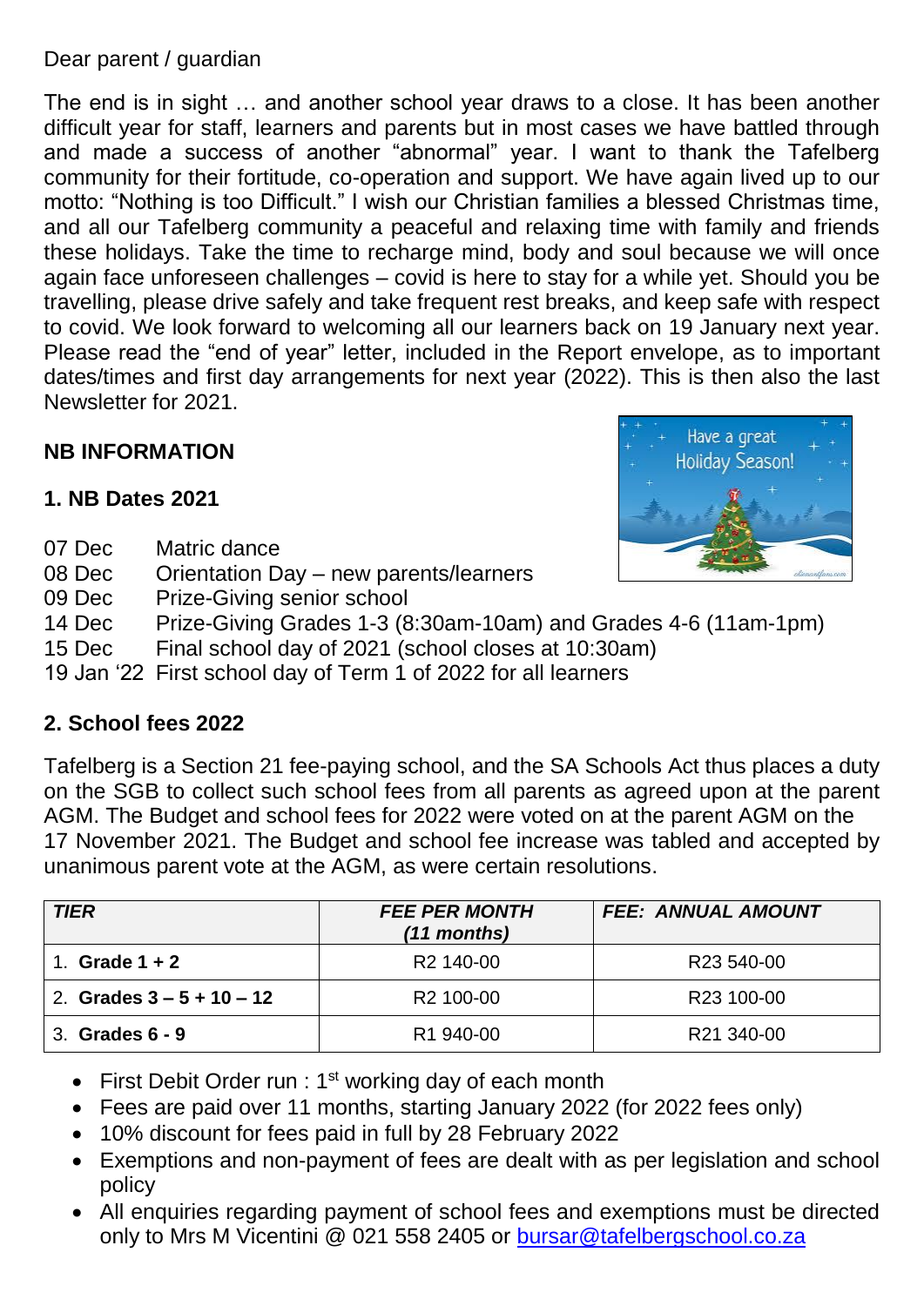Dear parent / guardian

The end is in sight … and another school year draws to a close. It has been another difficult year for staff, learners and parents but in most cases we have battled through and made a success of another "abnormal" year. I want to thank the Tafelberg community for their fortitude, co-operation and support. We have again lived up to our motto: "Nothing is too Difficult." I wish our Christian families a blessed Christmas time, and all our Tafelberg community a peaceful and relaxing time with family and friends these holidays. Take the time to recharge mind, body and soul because we will once again face unforeseen challenges – covid is here to stay for a while yet. Should you be travelling, please drive safely and take frequent rest breaks, and keep safe with respect to covid. We look forward to welcoming all our learners back on 19 January next year. Please read the "end of year" letter, included in the Report envelope, as to important dates/times and first day arrangements for next year (2022). This is then also the last Newsletter for 2021.

## NB INFORMATION

### 1. NB Dates 2021

| | |
|---|---|
| 07 Dec | Matric dance |
| 08 Dec | Orientation Day – new parents/learners |
| 09 Dec | Prize-Giving senior school |
| 14 Dec | Prize-Giving Grades 1-3 (8:30am-10am) and Grades 4-6 (11am-1pm) |
| 15 Dec | Final school day of 2021 (school closes at 10:30am) |
| 19 Jan '22 | First school day of Term 1 of 2022 for all learners |

### 2. School fees 2022

Tafelberg is a Section 21 fee-paying school, and the SA Schools Act thus places a duty on the SGB to collect such school fees from all parents as agreed upon at the parent AGM. The Budget and school fees for 2022 were voted on at the parent AGM on the 17 November 2021. The Budget and school fee increase was tabled and accepted by unanimous parent vote at the AGM, as were certain resolutions.

| *TIER* | *FEE PER MONTH (11 months)* | *FEE: ANNUAL AMOUNT* |
|---|---|---|
| 1. **Grade 1 + 2** | R2 140-00 | R23 540-00 |
| 2. **Grades 3 – 5 + 10 – 12** | R2 100-00 | R23 100-00 |
| 3. **Grades 6 - 9** | R1 940-00 | R21 340-00 |

- First Debit Order run : 1st working day of each month
- Fees are paid over 11 months, starting January 2022 (for 2022 fees only)
- 10% discount for fees paid in full by 28 February 2022
- Exemptions and non-payment of fees are dealt with as per legislation and school policy
- All enquiries regarding payment of school fees and exemptions must be directed only to Mrs M Vicentini @ 021 558 2405 or bursar@tafelbergschool.co.za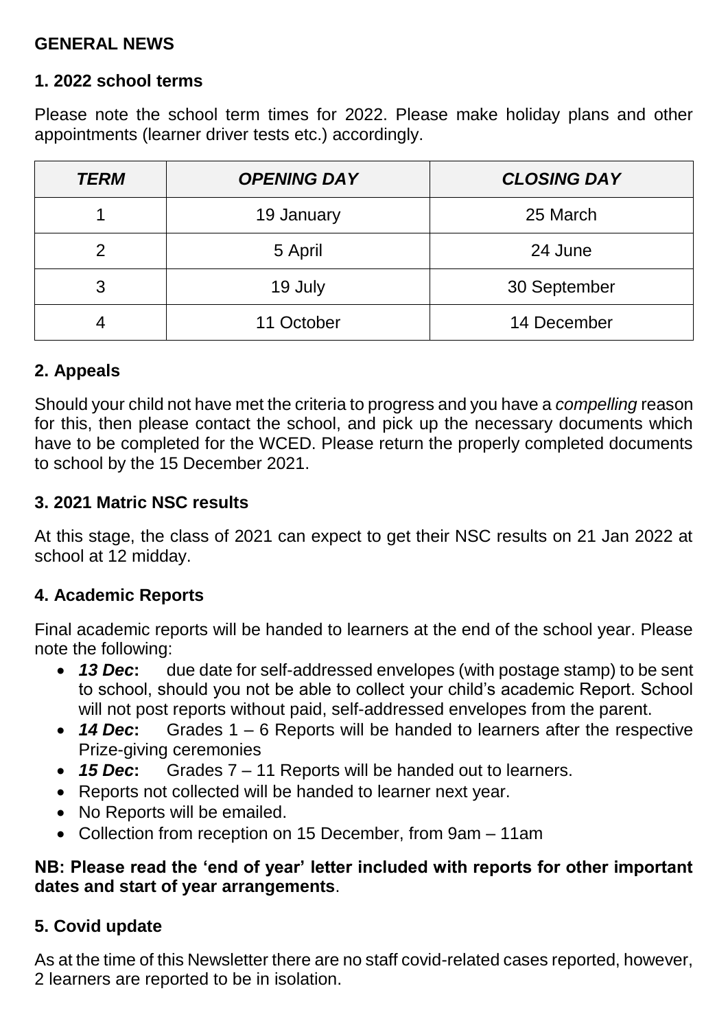## GENERAL NEWS

### 1. 2022 school terms

Please note the school term times for 2022. Please make holiday plans and other appointments (learner driver tests etc.) accordingly.

| ***TERM*** | ***OPENING DAY*** | ***CLOSING DAY*** |
|---|---|---|
| 1 | 19 January | 25 March |
| 2 | 5 April | 24 June |
| 3 | 19 July | 30 September |
| 4 | 11 October | 14 December |

### 2. Appeals

Should your child not have met the criteria to progress and you have a *compelling* reason for this, then please contact the school, and pick up the necessary documents which have to be completed for the WCED. Please return the properly completed documents to school by the 15 December 2021.

### 3. 2021 Matric NSC results

At this stage, the class of 2021 can expect to get their NSC results on 21 Jan 2022 at school at 12 midday.

### 4. Academic Reports

Final academic reports will be handed to learners at the end of the school year. Please note the following:

- ***13 Dec*****:** due date for self-addressed envelopes (with postage stamp) to be sent to school, should you not be able to collect your child's academic Report. School will not post reports without paid, self-addressed envelopes from the parent.
- ***14 Dec*****:** Grades 1 – 6 Reports will be handed to learners after the respective Prize-giving ceremonies
- ***15 Dec*****:** Grades 7 – 11 Reports will be handed out to learners.
- Reports not collected will be handed to learner next year.
- No Reports will be emailed.
- Collection from reception on 15 December, from 9am – 11am

**NB: Please read the 'end of year' letter included with reports for other important dates and start of year arrangements**.

### 5. Covid update

As at the time of this Newsletter there are no staff covid-related cases reported, however, 2 learners are reported to be in isolation.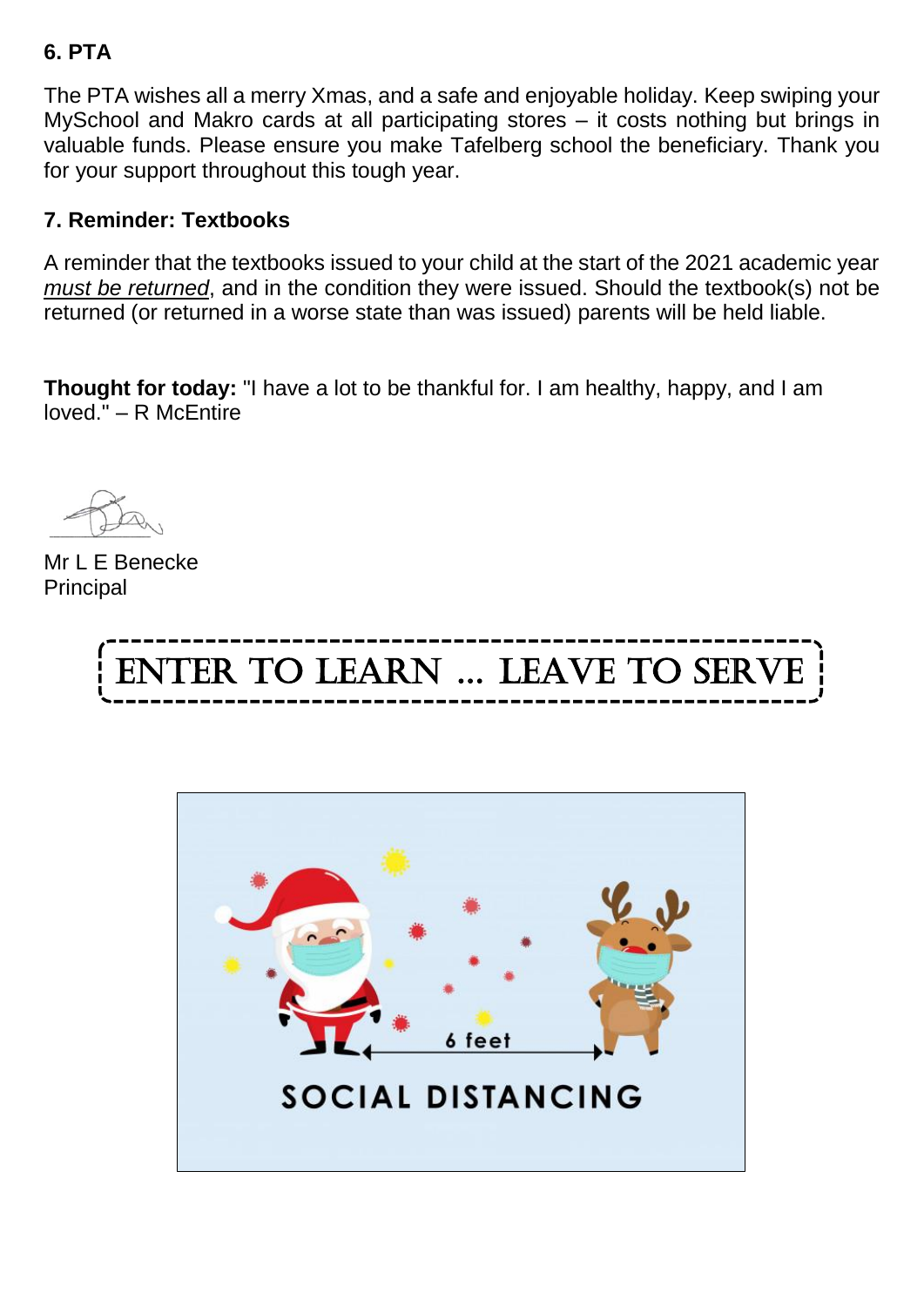**6. PTA**

The PTA wishes all a merry Xmas, and a safe and enjoyable holiday. Keep swiping your MySchool and Makro cards at all participating stores – it costs nothing but brings in valuable funds. Please ensure you make Tafelberg school the beneficiary. Thank you for your support throughout this tough year.

**7. Reminder: Textbooks**

A reminder that the textbooks issued to your child at the start of the 2021 academic year *must be returned*, and in the condition they were issued. Should the textbook(s) not be returned (or returned in a worse state than was issued) parents will be held liable.

**Thought for today:** "I have a lot to be thankful for. I am healthy, happy, and I am loved." – R McEntire

Mr L E Benecke
Principal

ENTER TO LEARN … LEAVE TO SERVE

6 feet

SOCIAL DISTANCING